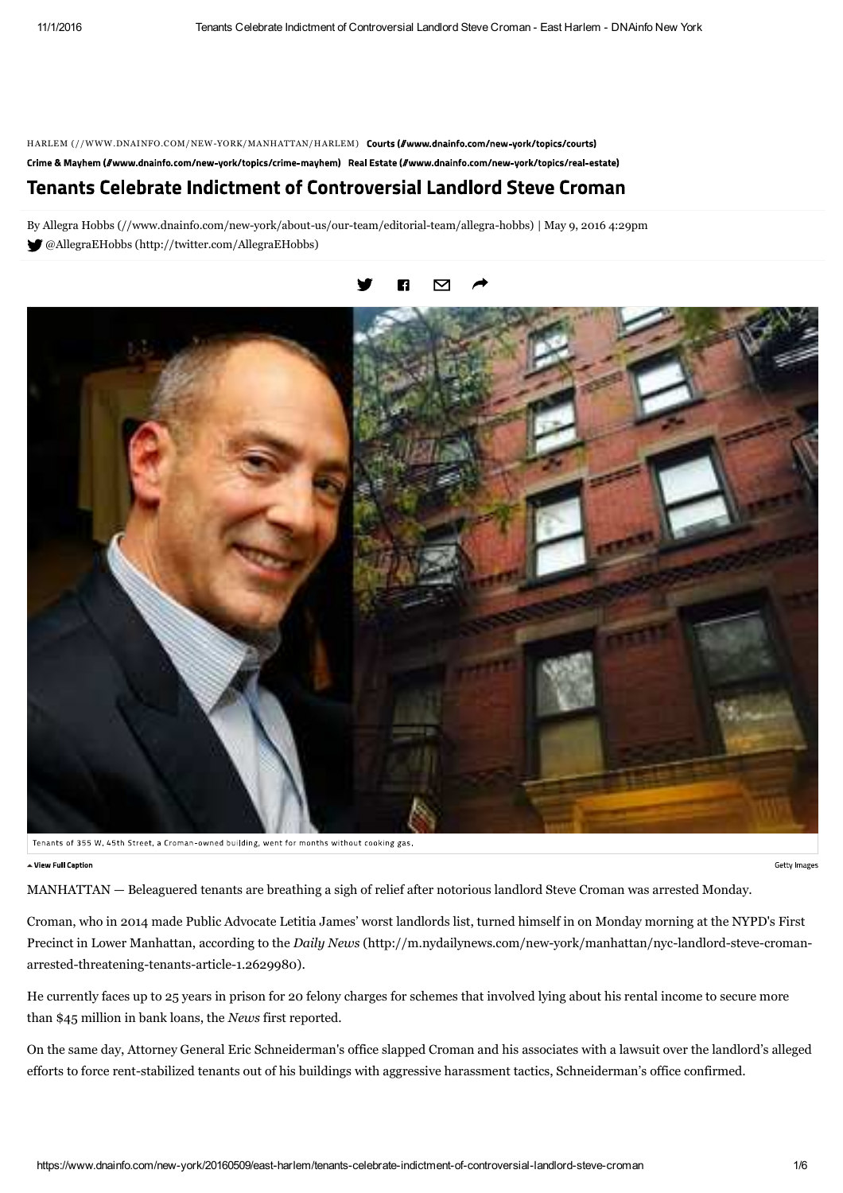HARLEM (//WWW.DNAINFO.COM/NEW-YORK/MANHATTAN/HARLEM) **Courts (//www.dnainfo.com/new-york/topics/courts)**

**Crime & Mayhem (//www.dnainfo.com/new-york/topics/crime-mayhem)** **Real Estate (//www.dnainfo.com/new-york/topics/real-estate)**

# Tenants Celebrate Indictment of Controversial Landlord Steve Croman

By Allegra Hobbs (//www.dnainfo.com/new-york/about-us/our-team/editorial-team/allegra-hobbs) | May 9, 2016 4:29pm
@AllegraEHobbs (http://twitter.com/AllegraEHobbs)

Tenants of 355 W. 45th Street, a Croman-owned building, went for months without cooking gas.

View Full Caption

Getty Images

MANHATTAN — Beleaguered tenants are breathing a sigh of relief after notorious landlord Steve Croman was arrested Monday.

Croman, who in 2014 made Public Advocate Letitia James' worst landlords list, turned himself in on Monday morning at the NYPD's First Precinct in Lower Manhattan, according to the *Daily News* (http://m.nydailynews.com/new-york/manhattan/nyc-landlord-steve-croman-arrested-threatening-tenants-article-1.2629980).

He currently faces up to 25 years in prison for 20 felony charges for schemes that involved lying about his rental income to secure more than $45 million in bank loans, the *News* first reported.

On the same day, Attorney General Eric Schneiderman's office slapped Croman and his associates with a lawsuit over the landlord's alleged efforts to force rent-stabilized tenants out of his buildings with aggressive harassment tactics, Schneiderman's office confirmed.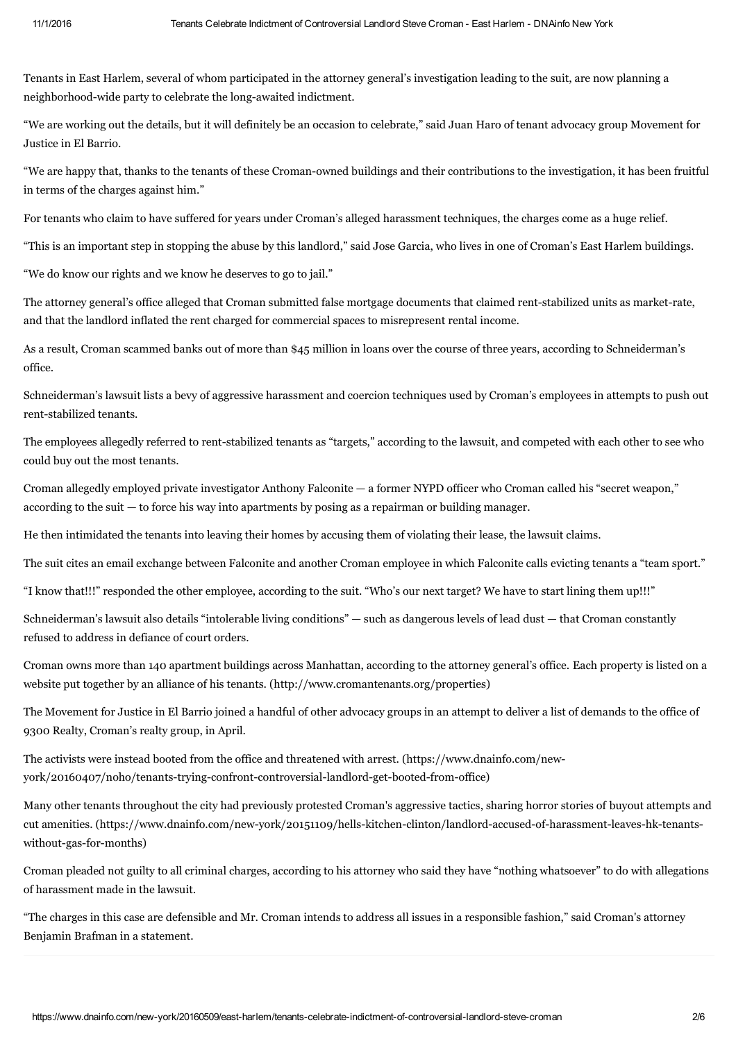Tenants in East Harlem, several of whom participated in the attorney general's investigation leading to the suit, are now planning a neighborhood-wide party to celebrate the long-awaited indictment.

"We are working out the details, but it will definitely be an occasion to celebrate," said Juan Haro of tenant advocacy group Movement for Justice in El Barrio.

"We are happy that, thanks to the tenants of these Croman-owned buildings and their contributions to the investigation, it has been fruitful in terms of the charges against him."

For tenants who claim to have suffered for years under Croman's alleged harassment techniques, the charges come as a huge relief.

"This is an important step in stopping the abuse by this landlord," said Jose Garcia, who lives in one of Croman's East Harlem buildings.

"We do know our rights and we know he deserves to go to jail."

The attorney general's office alleged that Croman submitted false mortgage documents that claimed rent-stabilized units as market-rate, and that the landlord inflated the rent charged for commercial spaces to misrepresent rental income.

As a result, Croman scammed banks out of more than $45 million in loans over the course of three years, according to Schneiderman's office.

Schneiderman's lawsuit lists a bevy of aggressive harassment and coercion techniques used by Croman's employees in attempts to push out rent-stabilized tenants.

The employees allegedly referred to rent-stabilized tenants as "targets," according to the lawsuit, and competed with each other to see who could buy out the most tenants.

Croman allegedly employed private investigator Anthony Falconite — a former NYPD officer who Croman called his "secret weapon," according to the suit — to force his way into apartments by posing as a repairman or building manager.

He then intimidated the tenants into leaving their homes by accusing them of violating their lease, the lawsuit claims.

The suit cites an email exchange between Falconite and another Croman employee in which Falconite calls evicting tenants a "team sport."

"I know that!!!" responded the other employee, according to the suit. "Who's our next target? We have to start lining them up!!!"

Schneiderman's lawsuit also details "intolerable living conditions" — such as dangerous levels of lead dust — that Croman constantly refused to address in defiance of court orders.

Croman owns more than 140 apartment buildings across Manhattan, according to the attorney general's office. Each property is listed on a website put together by an alliance of his tenants. (http://www.cromantenants.org/properties)

The Movement for Justice in El Barrio joined a handful of other advocacy groups in an attempt to deliver a list of demands to the office of 9300 Realty, Croman's realty group, in April.

The activists were instead booted from the office and threatened with arrest. (https://www.dnainfo.com/new-york/20160407/noho/tenants-trying-confront-controversial-landlord-get-booted-from-office)

Many other tenants throughout the city had previously protested Croman's aggressive tactics, sharing horror stories of buyout attempts and cut amenities. (https://www.dnainfo.com/new-york/20151109/hells-kitchen-clinton/landlord-accused-of-harassment-leaves-hk-tenants-without-gas-for-months)

Croman pleaded not guilty to all criminal charges, according to his attorney who said they have "nothing whatsoever" to do with allegations of harassment made in the lawsuit.

"The charges in this case are defensible and Mr. Croman intends to address all issues in a responsible fashion," said Croman's attorney Benjamin Brafman in a statement.